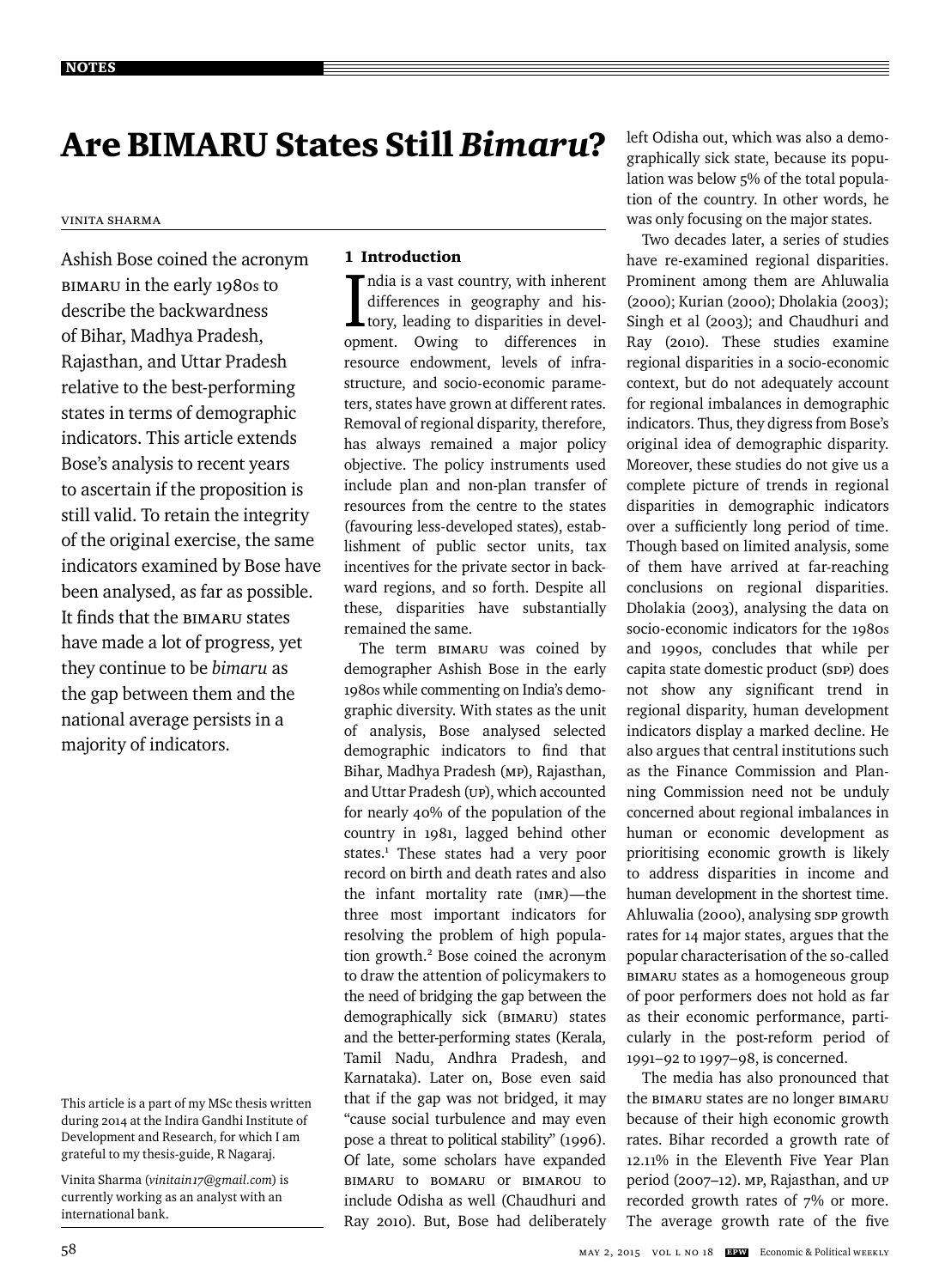# Are BIMARU States Still *Bimaru*?

VINITA SHARMA

Ashish Bose coined the acronym BIMARU in the early 1980s to describe the backwardness of Bihar, Madhya Pradesh, Rajasthan, and Uttar Pradesh relative to the best-performing states in terms of demographic indicators. This article extends Bose's analysis to recent years to ascertain if the proposition is still valid. To retain the integrity of the original exercise, the same indicators examined by Bose have been analysed, as far as possible. It finds that the BIMARU states have made a lot of progress, yet they continue to be *bimaru* as the gap between them and the national average persists in a majority of indicators.

This article is a part of my MSc thesis written during 2014 at the Indira Gandhi Institute of Development and Research, for which I am grateful to my thesis-guide, R Nagaraj.

Vinita Sharma (*vinitain17@gmail.com*) is currently working as an analyst with an international bank.

## 1 Introduction

India is a vast country, with inherent differences in geography and history, leading to disparities in development. Owing to differences in resource endowment, levels of infrastructure, and socio-economic parameters, states have grown at different rates. Removal of regional disparity, therefore, has always remained a major policy objective. The policy instruments used include plan and non-plan transfer of resources from the centre to the states (favouring less-developed states), establishment of public sector units, tax incentives for the private sector in backward regions, and so forth. Despite all these, disparities have substantially remained the same.

The term BIMARU was coined by demographer Ashish Bose in the early 1980s while commenting on India's demographic diversity. With states as the unit of analysis, Bose analysed selected demographic indicators to find that Bihar, Madhya Pradesh (MP), Rajasthan, and Uttar Pradesh (UP), which accounted for nearly 40% of the population of the country in 1981, lagged behind other states.[1] These states had a very poor record on birth and death rates and also the infant mortality rate (IMR)—the three most important indicators for resolving the problem of high population growth.[2] Bose coined the acronym to draw the attention of policymakers to the need of bridging the gap between the demographically sick (BIMARU) states and the better-performing states (Kerala, Tamil Nadu, Andhra Pradesh, and Karnataka). Later on, Bose even said that if the gap was not bridged, it may "cause social turbulence and may even pose a threat to political stability" (1996). Of late, some scholars have expanded BIMARU to BOMARU or BIMAROU to include Odisha as well (Chaudhuri and Ray 2010). But, Bose had deliberately left Odisha out, which was also a demographically sick state, because its population was below 5% of the total population of the country. In other words, he was only focusing on the major states.

Two decades later, a series of studies have re-examined regional disparities. Prominent among them are Ahluwalia (2000); Kurian (2000); Dholakia (2003); Singh et al (2003); and Chaudhuri and Ray (2010). These studies examine regional disparities in a socio-economic context, but do not adequately account for regional imbalances in demographic indicators. Thus, they digress from Bose's original idea of demographic disparity. Moreover, these studies do not give us a complete picture of trends in regional disparities in demographic indicators over a sufficiently long period of time. Though based on limited analysis, some of them have arrived at far-reaching conclusions on regional disparities. Dholakia (2003), analysing the data on socio-economic indicators for the 1980s and 1990s, concludes that while per capita state domestic product (SDP) does not show any significant trend in regional disparity, human development indicators display a marked decline. He also argues that central institutions such as the Finance Commission and Planning Commission need not be unduly concerned about regional imbalances in human or economic development as prioritising economic growth is likely to address disparities in income and human development in the shortest time. Ahluwalia (2000), analysing SDP growth rates for 14 major states, argues that the popular characterisation of the so-called BIMARU states as a homogeneous group of poor performers does not hold as far as their economic performance, particularly in the post-reform period of 1991–92 to 1997–98, is concerned.

The media has also pronounced that the BIMARU states are no longer BIMARU because of their high economic growth rates. Bihar recorded a growth rate of 12.11% in the Eleventh Five Year Plan period (2007–12). MP, Rajasthan, and UP recorded growth rates of 7% or more. The average growth rate of the five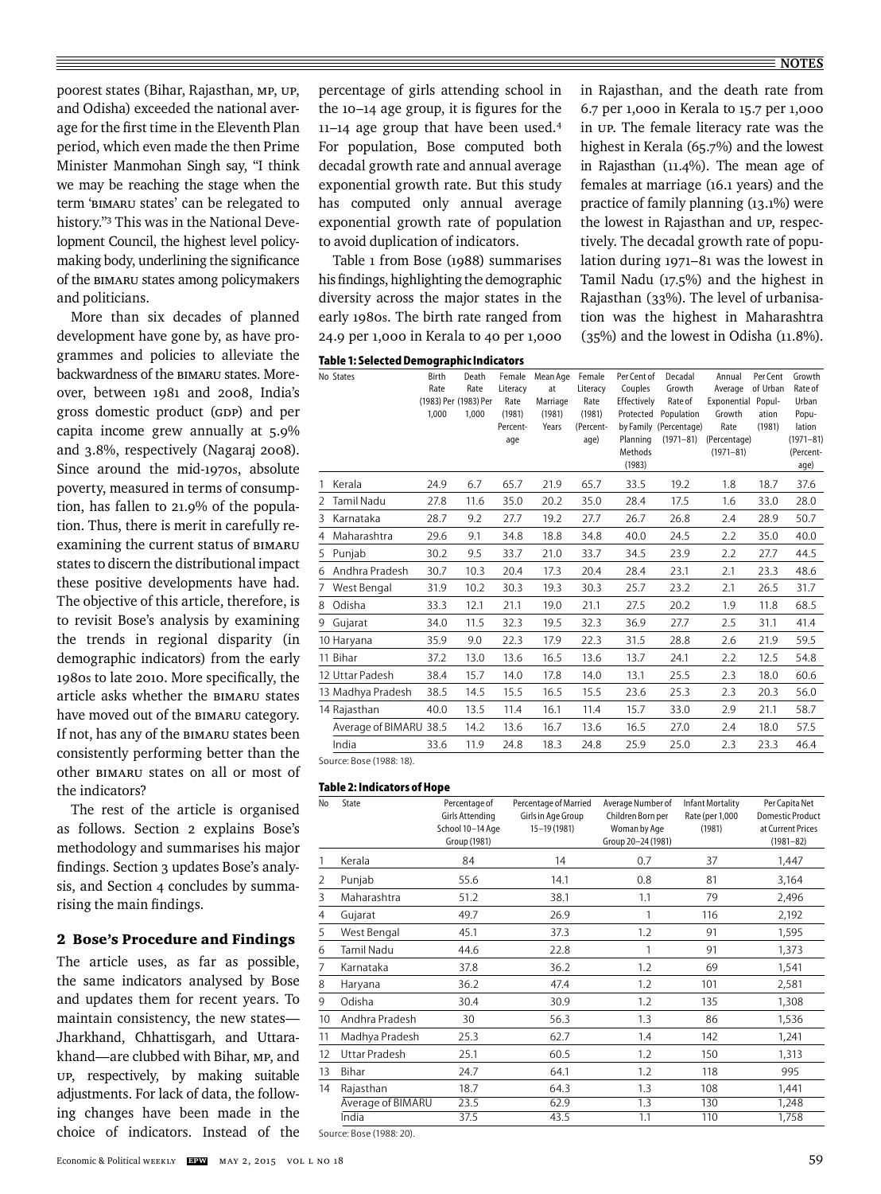poorest states (Bihar, Rajasthan, MP, UP, and Odisha) exceeded the national average for the first time in the Eleventh Plan period, which even made the then Prime Minister Manmohan Singh say, "I think we may be reaching the stage when the term 'BIMARU states' can be relegated to history."[3] This was in the National Development Council, the highest level policymaking body, underlining the significance of the BIMARU states among policymakers and politicians.

More than six decades of planned development have gone by, as have programmes and policies to alleviate the backwardness of the BIMARU states. Moreover, between 1981 and 2008, India's gross domestic product (GDP) and per capita income grew annually at 5.9% and 3.8%, respectively (Nagaraj 2008). Since around the mid-1970s, absolute poverty, measured in terms of consumption, has fallen to 21.9% of the population. Thus, there is merit in carefully re-examining the current status of BIMARU states to discern the distributional impact these positive developments have had. The objective of this article, therefore, is to revisit Bose's analysis by examining the trends in regional disparity (in demographic indicators) from the early 1980s to late 2010. More specifically, the article asks whether the BIMARU states have moved out of the BIMARU category. If not, has any of the BIMARU states been consistently performing better than the other BIMARU states on all or most of the indicators?

The rest of the article is organised as follows. Section 2 explains Bose's methodology and summarises his major findings. Section 3 updates Bose's analysis, and Section 4 concludes by summarising the main findings.

## 2 Bose's Procedure and Findings

The article uses, as far as possible, the same indicators analysed by Bose and updates them for recent years. To maintain consistency, the new states—Jharkhand, Chhattisgarh, and Uttarakhand—are clubbed with Bihar, MP, and UP, respectively, by making suitable adjustments. For lack of data, the following changes have been made in the choice of indicators. Instead of the percentage of girls attending school in the 10–14 age group, it is figures for the 11–14 age group that have been used.[4] For population, Bose computed both decadal growth rate and annual average exponential growth rate. But this study has computed only annual average exponential growth rate of population to avoid duplication of indicators.

Table 1 from Bose (1988) summarises his findings, highlighting the demographic diversity across the major states in the early 1980s. The birth rate ranged from 24.9 per 1,000 in Kerala to 40 per 1,000 in Rajasthan, and the death rate from 6.7 per 1,000 in Kerala to 15.7 per 1,000 in UP. The female literacy rate was the highest in Kerala (65.7%) and the lowest in Rajasthan (11.4%). The mean age of females at marriage (16.1 years) and the practice of family planning (13.1%) were the lowest in Rajasthan and UP, respectively. The decadal growth rate of population during 1971–81 was the lowest in Tamil Nadu (17.5%) and the highest in Rajasthan (33%). The level of urbanisation was the highest in Maharashtra (35%) and the lowest in Odisha (11.8%).

**Table 1: Selected Demographic Indicators**

| No | States | Birth Rate (1983) Per 1,000 | Death Rate (1983) Per 1,000 | Female Literacy Rate (1981) Percentage | Mean Age at Marriage (1981) Years | Female Literacy Rate (1981) (Percentage) | Per Cent of Couples Effectively Protected by Family Planning Methods (1983) | Decadal Growth Rate of Population (Percentage) (1971–81) | Annual Average Exponential Growth Rate (Percentage) (1971–81) | Per Cent of Urban Population (1981) | Growth Rate of Urban Population (1971–81) (Percentage) |
|---|---|---|---|---|---|---|---|---|---|---|---|
| 1 | Kerala | 24.9 | 6.7 | 65.7 | 21.9 | 65.7 | 33.5 | 19.2 | 1.8 | 18.7 | 37.6 |
| 2 | Tamil Nadu | 27.8 | 11.6 | 35.0 | 20.2 | 35.0 | 28.4 | 17.5 | 1.6 | 33.0 | 28.0 |
| 3 | Karnataka | 28.7 | 9.2 | 27.7 | 19.2 | 27.7 | 26.7 | 26.8 | 2.4 | 28.9 | 50.7 |
| 4 | Maharashtra | 29.6 | 9.1 | 34.8 | 18.8 | 34.8 | 40.0 | 24.5 | 2.2 | 35.0 | 40.0 |
| 5 | Punjab | 30.2 | 9.5 | 33.7 | 21.0 | 33.7 | 34.5 | 23.9 | 2.2 | 27.7 | 44.5 |
| 6 | Andhra Pradesh | 30.7 | 10.3 | 20.4 | 17.3 | 20.4 | 28.4 | 23.1 | 2.1 | 23.3 | 48.6 |
| 7 | West Bengal | 31.9 | 10.2 | 30.3 | 19.3 | 30.3 | 25.7 | 23.2 | 2.1 | 26.5 | 31.7 |
| 8 | Odisha | 33.3 | 12.1 | 21.1 | 19.0 | 21.1 | 27.5 | 20.2 | 1.9 | 11.8 | 68.5 |
| 9 | Gujarat | 34.0 | 11.5 | 32.3 | 19.5 | 32.3 | 36.9 | 27.7 | 2.5 | 31.1 | 41.4 |
| 10 | Haryana | 35.9 | 9.0 | 22.3 | 17.9 | 22.3 | 31.5 | 28.8 | 2.6 | 21.9 | 59.5 |
| 11 | Bihar | 37.2 | 13.0 | 13.6 | 16.5 | 13.6 | 13.7 | 24.1 | 2.2 | 12.5 | 54.8 |
| 12 | Uttar Padesh | 38.4 | 15.7 | 14.0 | 17.8 | 14.0 | 13.1 | 25.5 | 2.3 | 18.0 | 60.6 |
| 13 | Madhya Pradesh | 38.5 | 14.5 | 15.5 | 16.5 | 15.5 | 23.6 | 25.3 | 2.3 | 20.3 | 56.0 |
| 14 | Rajasthan | 40.0 | 13.5 | 11.4 | 16.1 | 11.4 | 15.7 | 33.0 | 2.9 | 21.1 | 58.7 |
| | Average of BIMARU | 38.5 | 14.2 | 13.6 | 16.7 | 13.6 | 16.5 | 27.0 | 2.4 | 18.0 | 57.5 |
| | India | 33.6 | 11.9 | 24.8 | 18.3 | 24.8 | 25.9 | 25.0 | 2.3 | 23.3 | 46.4 |

Source: Bose (1988: 18).

**Table 2: Indicators of Hope**

| No | State | Percentage of Girls Attending School 10–14 Age Group (1981) | Percentage of Married Girls in Age Group 15–19 (1981) | Average Number of Children Born per Woman by Age Group 20–24 (1981) | Infant Mortality Rate (per 1,000) (1981) | Per Capita Net Domestic Product at Current Prices (1981–82) |
|---|---|---|---|---|---|---|
| 1 | Kerala | 84 | 14 | 0.7 | 37 | 1,447 |
| 2 | Punjab | 55.6 | 14.1 | 0.8 | 81 | 3,164 |
| 3 | Maharashtra | 51.2 | 38.1 | 1.1 | 79 | 2,496 |
| 4 | Gujarat | 49.7 | 26.9 | 1 | 116 | 2,192 |
| 5 | West Bengal | 45.1 | 37.3 | 1.2 | 91 | 1,595 |
| 6 | Tamil Nadu | 44.6 | 22.8 | 1 | 91 | 1,373 |
| 7 | Karnataka | 37.8 | 36.2 | 1.2 | 69 | 1,541 |
| 8 | Haryana | 36.2 | 47.4 | 1.2 | 101 | 2,581 |
| 9 | Odisha | 30.4 | 30.9 | 1.2 | 135 | 1,308 |
| 10 | Andhra Pradesh | 30 | 56.3 | 1.3 | 86 | 1,536 |
| 11 | Madhya Pradesh | 25.3 | 62.7 | 1.4 | 142 | 1,241 |
| 12 | Uttar Pradesh | 25.1 | 60.5 | 1.2 | 150 | 1,313 |
| 13 | Bihar | 24.7 | 64.1 | 1.2 | 118 | 995 |
| 14 | Rajasthan | 18.7 | 64.3 | 1.3 | 108 | 1,441 |
| | Average of BIMARU | 23.5 | 62.9 | 1.3 | 130 | 1,248 |
| | India | 37.5 | 43.5 | 1.1 | 110 | 1,758 |

Source: Bose (1988: 20).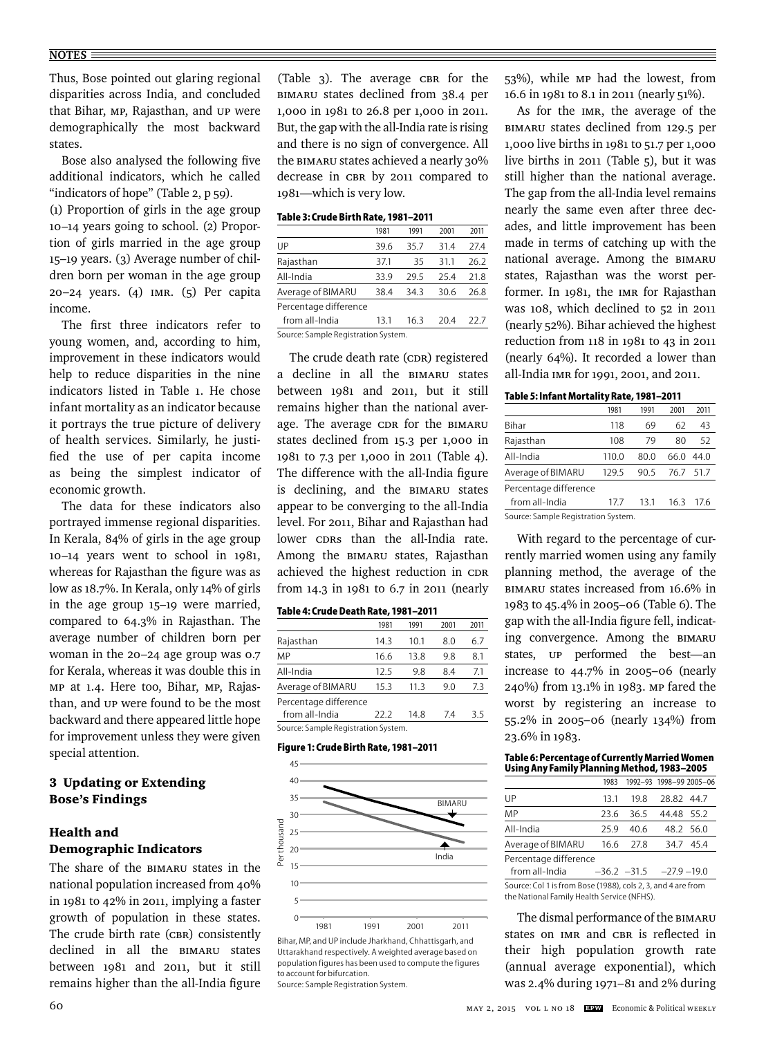Thus, Bose pointed out glaring regional disparities across India, and concluded that Bihar, MP, Rajasthan, and UP were demographically the most backward states.

Bose also analysed the following five additional indicators, which he called "indicators of hope" (Table 2, p 59).

(1) Proportion of girls in the age group 10–14 years going to school. (2) Proportion of girls married in the age group 15–19 years. (3) Average number of children born per woman in the age group 20–24 years. (4) IMR. (5) Per capita income.

The first three indicators refer to young women, and, according to him, improvement in these indicators would help to reduce disparities in the nine indicators listed in Table 1. He chose infant mortality as an indicator because it portrays the true picture of delivery of health services. Similarly, he justified the use of per capita income as being the simplest indicator of economic growth.

The data for these indicators also portrayed immense regional disparities. In Kerala, 84% of girls in the age group 10–14 years went to school in 1981, whereas for Rajasthan the figure was as low as 18.7%. In Kerala, only 14% of girls in the age group 15–19 were married, compared to 64.3% in Rajasthan. The average number of children born per woman in the 20–24 age group was 0.7 for Kerala, whereas it was double this in MP at 1.4. Here too, Bihar, MP, Rajasthan, and UP were found to be the most backward and there appeared little hope for improvement unless they were given special attention.

## 3 Updating or Extending Bose's Findings

### Health and Demographic Indicators

The share of the BIMARU states in the national population increased from 40% in 1981 to 42% in 2011, implying a faster growth of population in these states. The crude birth rate (CBR) consistently declined in all the BIMARU states between 1981 and 2011, but it still remains higher than the all-India figure (Table 3). The average CBR for the BIMARU states declined from 38.4 per 1,000 in 1981 to 26.8 per 1,000 in 2011. But, the gap with the all-India rate is rising and there is no sign of convergence. All the BIMARU states achieved a nearly 30% decrease in CBR by 2011 compared to 1981—which is very low.

**Table 3: Crude Birth Rate, 1981–2011**

| | 1981 | 1991 | 2001 | 2011 |
|---|---|---|---|---|
| UP | 39.6 | 35.7 | 31.4 | 27.4 |
| Rajasthan | 37.1 | 35 | 31.1 | 26.2 |
| All-India | 33.9 | 29.5 | 25.4 | 21.8 |
| Average of BIMARU | 38.4 | 34.3 | 30.6 | 26.8 |
| Percentage difference from all-India | 13.1 | 16.3 | 20.4 | 22.7 |

Source: Sample Registration System.

The crude death rate (CDR) registered a decline in all the BIMARU states between 1981 and 2011, but it still remains higher than the national average. The average CDR for the BIMARU states declined from 15.3 per 1,000 in 1981 to 7.3 per 1,000 in 2011 (Table 4). The difference with the all-India figure is declining, and the BIMARU states appear to be converging to the all-India level. For 2011, Bihar and Rajasthan had lower CDRs than the all-India rate. Among the BIMARU states, Rajasthan achieved the highest reduction in CDR from 14.3 in 1981 to 6.7 in 2011 (nearly 53%), while MP had the lowest, from 16.6 in 1981 to 8.1 in 2011 (nearly 51%).

**Table 4: Crude Death Rate, 1981–2011**

| | 1981 | 1991 | 2001 | 2011 |
|---|---|---|---|---|
| Rajasthan | 14.3 | 10.1 | 8.0 | 6.7 |
| MP | 16.6 | 13.8 | 9.8 | 8.1 |
| All-India | 12.5 | 9.8 | 8.4 | 7.1 |
| Average of BIMARU | 15.3 | 11.3 | 9.0 | 7.3 |
| Percentage difference from all-India | 22.2 | 14.8 | 7.4 | 3.5 |

Source: Sample Registration System.

**Figure 1: Crude Birth Rate, 1981–2011**

Bihar, MP, and UP include Jharkhand, Chhattisgarh, and Uttarakhand respectively. A weighted average based on population figures has been used to compute the figures to account for bifurcation.
Source: Sample Registration System.

As for the IMR, the average of the BIMARU states declined from 129.5 per 1,000 live births in 1981 to 51.7 per 1,000 live births in 2011 (Table 5), but it was still higher than the national average. The gap from the all-India level remains nearly the same even after three decades, and little improvement has been made in terms of catching up with the national average. Among the BIMARU states, Rajasthan was the worst performer. In 1981, the IMR for Rajasthan was 108, which declined to 52 in 2011 (nearly 52%). Bihar achieved the highest reduction from 118 in 1981 to 43 in 2011 (nearly 64%). It recorded a lower than all-India IMR for 1991, 2001, and 2011.

**Table 5: Infant Mortality Rate, 1981–2011**

| | 1981 | 1991 | 2001 | 2011 |
|---|---|---|---|---|
| Bihar | 118 | 69 | 62 | 43 |
| Rajasthan | 108 | 79 | 80 | 52 |
| All-India | 110.0 | 80.0 | 66.0 | 44.0 |
| Average of BIMARU | 129.5 | 90.5 | 76.7 | 51.7 |
| Percentage difference from all-India | 17.7 | 13.1 | 16.3 | 17.6 |

Source: Sample Registration System.

With regard to the percentage of currently married women using any family planning method, the average of the BIMARU states increased from 16.6% in 1983 to 45.4% in 2005–06 (Table 6). The gap with the all-India figure fell, indicating convergence. Among the BIMARU states, UP performed the best—an increase to 44.7% in 2005–06 (nearly 240%) from 13.1% in 1983. MP fared the worst by registering an increase to 55.2% in 2005–06 (nearly 134%) from 23.6% in 1983.

**Table 6: Percentage of Currently Married Women Using Any Family Planning Method, 1983–2005**

| | 1983 | 1992–93 | 1998–99 | 2005–06 |
|---|---|---|---|---|
| UP | 13.1 | 19.8 | 28.82 | 44.7 |
| MP | 23.6 | 36.5 | 44.48 | 55.2 |
| All-India | 25.9 | 40.6 | 48.2 | 56.0 |
| Average of BIMARU | 16.6 | 27.8 | 34.7 | 45.4 |
| Percentage difference from all-India | −36.2 | −31.5 | −27.9 | −19.0 |

Source: Col 1 is from Bose (1988), cols 2, 3, and 4 are from the National Family Health Service (NFHS).

The dismal performance of the BIMARU states on IMR and CBR is reflected in their high population growth rate (annual average exponential), which was 2.4% during 1971–81 and 2% during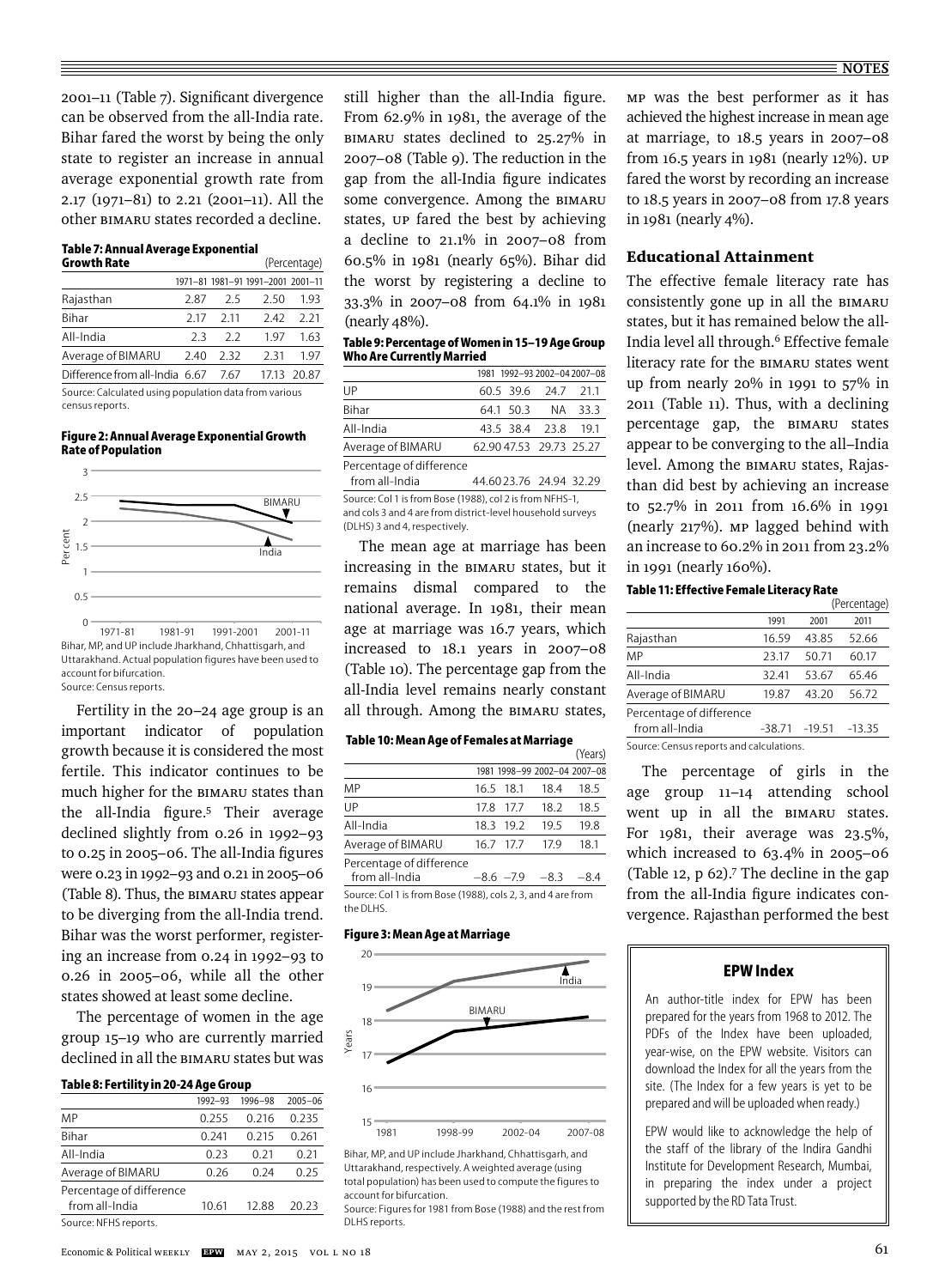2001–11 (Table 7). Significant divergence can be observed from the all-India rate. Bihar fared the worst by being the only state to register an increase in annual average exponential growth rate from 2.17 (1971–81) to 2.21 (2001–11). All the other BIMARU states recorded a decline.

**Table 7: Annual Average Exponential Growth Rate** (Percentage)

| | 1971–81 | 1981–91 | 1991–2001 | 2001–11 |
|---|---|---|---|---|
| Rajasthan | 2.87 | 2.5 | 2.50 | 1.93 |
| Bihar | 2.17 | 2.11 | 2.42 | 2.21 |
| All-India | 2.3 | 2.2 | 1.97 | 1.63 |
| Average of BIMARU | 2.40 | 2.32 | 2.31 | 1.97 |
| Difference from all-India | 6.67 | 7.67 | 17.13 | 20.87 |

Source: Calculated using population data from various census reports.

**Figure 2: Annual Average Exponential Growth Rate of Population**

Bihar, MP, and UP include Jharkhand, Chhattisgarh, and Uttarakhand. Actual population figures have been used to account for bifurcation.
Source: Census reports.

Fertility in the 20–24 age group is an important indicator of population growth because it is considered the most fertile. This indicator continues to be much higher for the BIMARU states than the all-India figure.[5] Their average declined slightly from 0.26 in 1992–93 to 0.25 in 2005–06. The all-India figures were 0.23 in 1992–93 and 0.21 in 2005–06 (Table 8). Thus, the BIMARU states appear to be diverging from the all-India trend. Bihar was the worst performer, registering an increase from 0.24 in 1992–93 to 0.26 in 2005–06, while all the other states showed at least some decline.

The percentage of women in the age group 15–19 who are currently married declined in all the BIMARU states but was still higher than the all-India figure. From 62.9% in 1981, the average of the BIMARU states declined to 25.27% in 2007–08 (Table 9). The reduction in the gap from the all-India figure indicates some convergence. Among the BIMARU states, UP fared the best by achieving a decline to 21.1% in 2007–08 from 60.5% in 1981 (nearly 65%). Bihar did the worst by registering a decline to 33.3% in 2007–08 from 64.1% in 1981 (nearly 48%).

**Table 8: Fertility in 20-24 Age Group**

| | 1992–93 | 1996–98 | 2005–06 |
|---|---|---|---|
| MP | 0.255 | 0.216 | 0.235 |
| Bihar | 0.241 | 0.215 | 0.261 |
| All-India | 0.23 | 0.21 | 0.21 |
| Average of BIMARU | 0.26 | 0.24 | 0.25 |
| Percentage of difference from all-India | 10.61 | 12.88 | 20.23 |

Source: NFHS reports.

**Table 9: Percentage of Women in 15–19 Age Group Who Are Currently Married**

| | 1981 | 1992–93 | 2002–04 | 2007–08 |
|---|---|---|---|---|
| UP | 60.5 | 39.6 | 24.7 | 21.1 |
| Bihar | 64.1 | 50.3 | NA | 33.3 |
| All-India | 43.5 | 38.4 | 23.8 | 19.1 |
| Average of BIMARU | 62.90 | 47.53 | 29.73 | 25.27 |
| Percentage of difference from all-India | 44.60 | 23.76 | 24.94 | 32.29 |

Source: Col 1 is from Bose (1988), col 2 is from NFHS-1, and cols 3 and 4 are from district-level household surveys (DLHS) 3 and 4, respectively.

The mean age at marriage has been increasing in the BIMARU states, but it remains dismal compared to the national average. In 1981, their mean age at marriage was 16.7 years, which increased to 18.1 years in 2007–08 (Table 10). The percentage gap from the all-India level remains nearly constant all through. Among the BIMARU states, MP was the best performer as it has achieved the highest increase in mean age at marriage, to 18.5 years in 2007–08 from 16.5 years in 1981 (nearly 12%). UP fared the worst by recording an increase to 18.5 years in 2007–08 from 17.8 years in 1981 (nearly 4%).

**Table 10: Mean Age of Females at Marriage** (Years)

| | 1981 | 1998–99 | 2002–04 | 2007–08 |
|---|---|---|---|---|
| MP | 16.5 | 18.1 | 18.4 | 18.5 |
| UP | 17.8 | 17.7 | 18.2 | 18.5 |
| All-India | 18.3 | 19.2 | 19.5 | 19.8 |
| Average of BIMARU | 16.7 | 17.7 | 17.9 | 18.1 |
| Percentage of difference from all-India | −8.6 | −7.9 | −8.3 | −8.4 |

Source: Col 1 is from Bose (1988), cols 2, 3, and 4 are from the DLHS.

**Figure 3: Mean Age at Marriage**

Bihar, MP, and UP include Jharkhand, Chhattisgarh, and Uttarakhand, respectively. A weighted average (using total population) has been used to compute the figures to account for bifurcation.
Source: Figures for 1981 from Bose (1988) and the rest from DLHS reports.

## Educational Attainment

The effective female literacy rate has consistently gone up in all the BIMARU states, but it has remained below the all-India level all through.[6] Effective female literacy rate for the BIMARU states went up from nearly 20% in 1991 to 57% in 2011 (Table 11). Thus, with a declining percentage gap, the BIMARU states appear to be converging to the all–India level. Among the BIMARU states, Rajasthan did best by achieving an increase to 52.7% in 2011 from 16.6% in 1991 (nearly 217%). MP lagged behind with an increase to 60.2% in 2011 from 23.2% in 1991 (nearly 160%).

**Table 11: Effective Female Literacy Rate** (Percentage)

| | 1991 | 2001 | 2011 |
|---|---|---|---|
| Rajasthan | 16.59 | 43.85 | 52.66 |
| MP | 23.17 | 50.71 | 60.17 |
| All-India | 32.41 | 53.67 | 65.46 |
| Average of BIMARU | 19.87 | 43.20 | 56.72 |
| Percentage of difference from all-India | -38.71 | -19.51 | -13.35 |

Source: Census reports and calculations.

The percentage of girls in the age group 11–14 attending school went up in all the BIMARU states. For 1981, their average was 23.5%, which increased to 63.4% in 2005–06 (Table 12, p 62).[7] The decline in the gap from the all-India figure indicates convergence. Rajasthan performed the best

> **EPW Index**
>
> An author-title index for EPW has been prepared for the years from 1968 to 2012. The PDFs of the Index have been uploaded, year-wise, on the EPW website. Visitors can download the Index for all the years from the site. (The Index for a few years is yet to be prepared and will be uploaded when ready.)
>
> EPW would like to acknowledge the help of the staff of the library of the Indira Gandhi Institute for Development Research, Mumbai, in preparing the index under a project supported by the RD Tata Trust.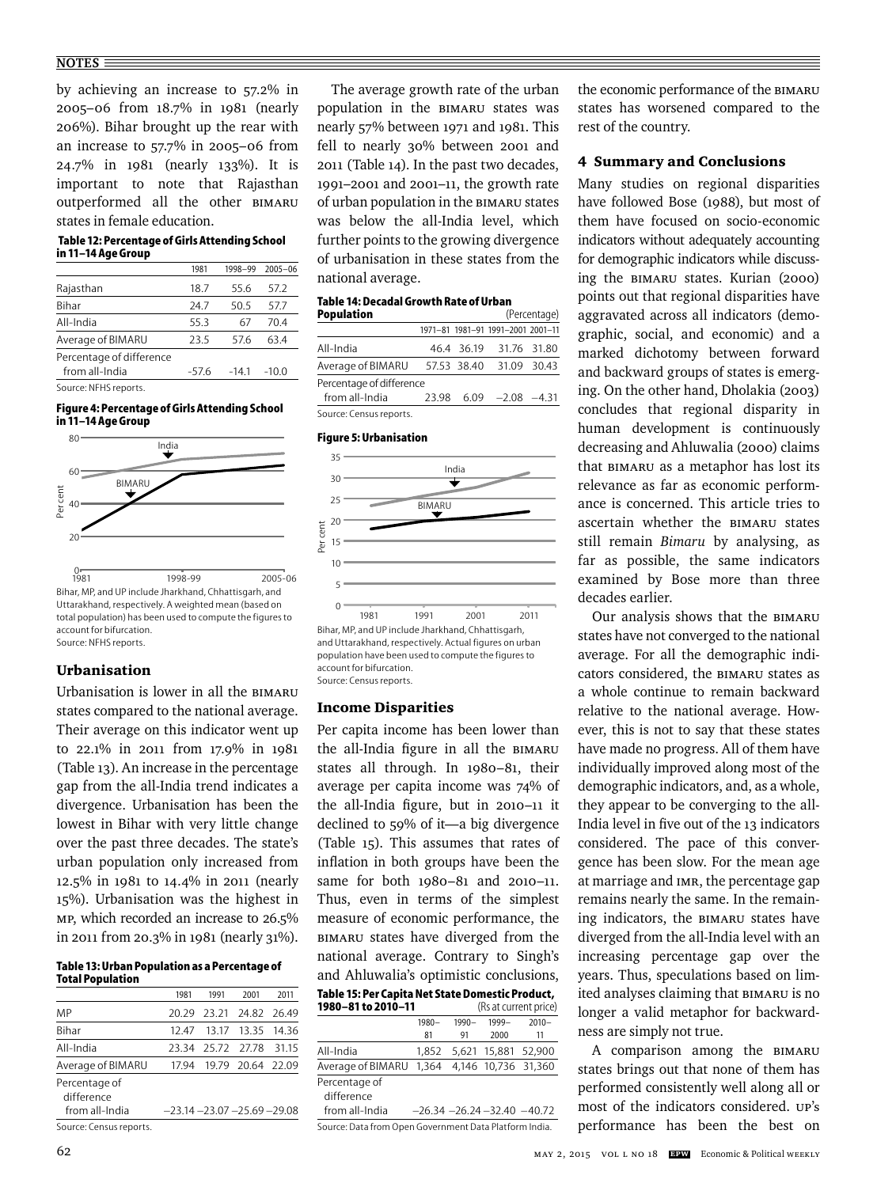by achieving an increase to 57.2% in 2005–06 from 18.7% in 1981 (nearly 206%). Bihar brought up the rear with an increase to 57.7% in 2005–06 from 24.7% in 1981 (nearly 133%). It is important to note that Rajasthan outperformed all the other BIMARU states in female education.

**Table 12: Percentage of Girls Attending School in 11–14 Age Group**

| | 1981 | 1998–99 | 2005–06 |
|---|---|---|---|
| Rajasthan | 18.7 | 55.6 | 57.2 |
| Bihar | 24.7 | 50.5 | 57.7 |
| All-India | 55.3 | 67 | 70.4 |
| Average of BIMARU | 23.5 | 57.6 | 63.4 |
| Percentage of difference from all-India | -57.6 | -14.1 | -10.0 |

Source: NFHS reports.

**Figure 4: Percentage of Girls Attending School in 11–14 Age Group**

Bihar, MP, and UP include Jharkhand, Chhattisgarh, and Uttarakhand, respectively. A weighted mean (based on total population) has been used to compute the figures to account for bifurcation.
Source: NFHS reports.

### Urbanisation

Urbanisation is lower in all the BIMARU states compared to the national average. Their average on this indicator went up to 22.1% in 2011 from 17.9% in 1981 (Table 13). An increase in the percentage gap from the all-India trend indicates a divergence. Urbanisation has been the lowest in Bihar with very little change over the past three decades. The state's urban population only increased from 12.5% in 1981 to 14.4% in 2011 (nearly 15%). Urbanisation was the highest in MP, which recorded an increase to 26.5% in 2011 from 20.3% in 1981 (nearly 31%).

**Table 13: Urban Population as a Percentage of Total Population**

| | 1981 | 1991 | 2001 | 2011 |
|---|---|---|---|---|
| MP | 20.29 | 23.21 | 24.82 | 26.49 |
| Bihar | 12.47 | 13.17 | 13.35 | 14.36 |
| All-India | 23.34 | 25.72 | 27.78 | 31.15 |
| Average of BIMARU | 17.94 | 19.79 | 20.64 | 22.09 |
| Percentage of difference from all-India | −23.14 | −23.07 | −25.69 | −29.08 |

Source: Census reports.

The average growth rate of the urban population in the BIMARU states was nearly 57% between 1971 and 1981. This fell to nearly 30% between 2001 and 2011 (Table 14). In the past two decades, 1991–2001 and 2001–11, the growth rate of urban population in the BIMARU states was below the all-India level, which further points to the growing divergence of urbanisation in these states from the national average.

**Table 14: Decadal Growth Rate of Urban Population** (Percentage)

| | 1971–81 | 1981–91 | 1991–2001 | 2001–11 |
|---|---|---|---|---|
| All-India | 46.4 | 36.19 | 31.76 | 31.80 |
| Average of BIMARU | 57.53 | 38.40 | 31.09 | 30.43 |
| Percentage of difference from all-India | 23.98 | 6.09 | −2.08 | −4.31 |

Source: Census reports.

**Figure 5: Urbanisation**

Bihar, MP, and UP include Jharkhand, Chhattisgarh, and Uttarakhand, respectively. Actual figures on urban population have been used to compute the figures to account for bifurcation.
Source: Census reports.

### Income Disparities

Per capita income has been lower than the all-India figure in all the BIMARU states all through. In 1980–81, their average per capita income was 74% of the all-India figure, but in 2010–11 it declined to 59% of it—a big divergence (Table 15). This assumes that rates of inflation in both groups have been the same for both 1980–81 and 2010–11. Thus, even in terms of the simplest measure of economic performance, the BIMARU states have diverged from the national average. Contrary to Singh's and Ahluwalia's optimistic conclusions, the economic performance of the BIMARU states has worsened compared to the rest of the country.

**Table 15: Per Capita Net State Domestic Product, 1980–81 to 2010–11** (Rs at current price)

| | 1980–81 | 1990–91 | 1999–2000 | 2010–11 |
|---|---|---|---|---|
| All-India | 1,852 | 5,621 | 15,881 | 52,900 |
| Average of BIMARU | 1,364 | 4,146 | 10,736 | 31,360 |
| Percentage of difference from all-India | −26.34 | −26.24 | −32.40 | −40.72 |

Source: Data from Open Government Data Platform India.

## 4 Summary and Conclusions

Many studies on regional disparities have followed Bose (1988), but most of them have focused on socio-economic indicators without adequately accounting for demographic indicators while discussing the BIMARU states. Kurian (2000) points out that regional disparities have aggravated across all indicators (demographic, social, and economic) and a marked dichotomy between forward and backward groups of states is emerging. On the other hand, Dholakia (2003) concludes that regional disparity in human development is continuously decreasing and Ahluwalia (2000) claims that BIMARU as a metaphor has lost its relevance as far as economic performance is concerned. This article tries to ascertain whether the BIMARU states still remain *Bimaru* by analysing, as far as possible, the same indicators examined by Bose more than three decades earlier.

Our analysis shows that the BIMARU states have not converged to the national average. For all the demographic indicators considered, the BIMARU states as a whole continue to remain backward relative to the national average. However, this is not to say that these states have made no progress. All of them have individually improved along most of the demographic indicators, and, as a whole, they appear to be converging to the all-India level in five out of the 13 indicators considered. The pace of this convergence has been slow. For the mean age at marriage and IMR, the percentage gap remains nearly the same. In the remaining indicators, the BIMARU states have diverged from the all-India level with an increasing percentage gap over the years. Thus, speculations based on limited analyses claiming that BIMARU is no longer a valid metaphor for backwardness are simply not true.

A comparison among the BIMARU states brings out that none of them has performed consistently well along all or most of the indicators considered. UP's performance has been the best on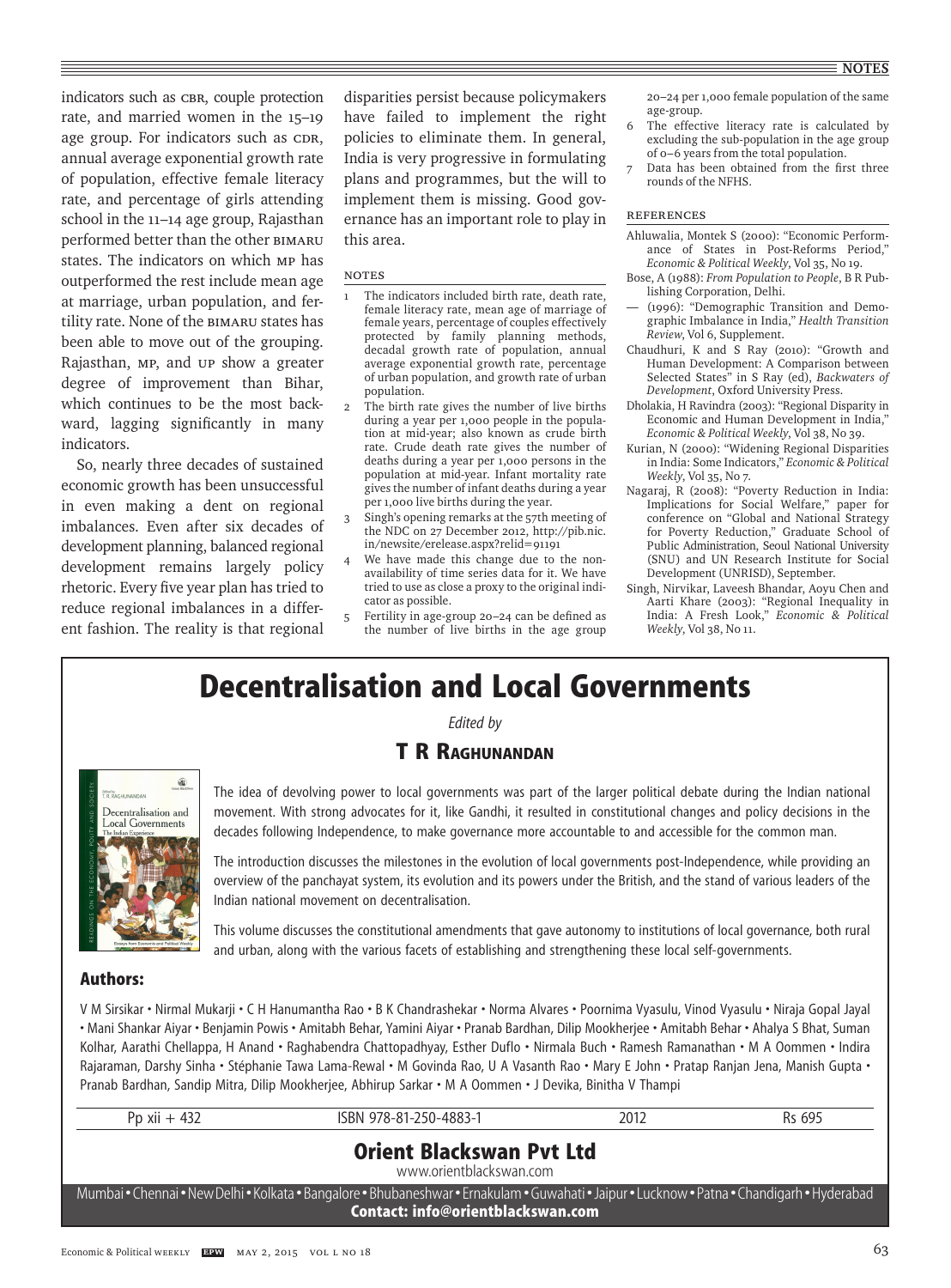indicators such as CBR, couple protection rate, and married women in the 15–19 age group. For indicators such as CDR, annual average exponential growth rate of population, effective female literacy rate, and percentage of girls attending school in the 11–14 age group, Rajasthan performed better than the other BIMARU states. The indicators on which MP has outperformed the rest include mean age at marriage, urban population, and fertility rate. None of the BIMARU states has been able to move out of the grouping. Rajasthan, MP, and UP show a greater degree of improvement than Bihar, which continues to be the most backward, lagging significantly in many indicators.

So, nearly three decades of sustained economic growth has been unsuccessful in even making a dent on regional imbalances. Even after six decades of development planning, balanced regional development remains largely policy rhetoric. Every five year plan has tried to reduce regional imbalances in a different fashion. The reality is that regional disparities persist because policymakers have failed to implement the right policies to eliminate them. In general, India is very progressive in formulating plans and programmes, but the will to implement them is missing. Good governance has an important role to play in this area.

## NOTES

1. The indicators included birth rate, death rate, female literacy rate, mean age of marriage of female years, percentage of couples effectively protected by family planning methods, decadal growth rate of population, annual average exponential growth rate, percentage of urban population, and growth rate of urban population.
2. The birth rate gives the number of live births during a year per 1,000 people in the population at mid-year; also known as crude birth rate. Crude death rate gives the number of deaths during a year per 1,000 persons in the population at mid-year. Infant mortality rate gives the number of infant deaths during a year per 1,000 live births during the year.
3. Singh's opening remarks at the 57th meeting of the NDC on 27 December 2012, http://pib.nic.in/newsite/erelease.aspx?relid=91191
4. We have made this change due to the non-availability of time series data for it. We have tried to use as close a proxy to the original indicator as possible.
5. Fertility in age-group 20–24 can be defined as the number of live births in the age group 20–24 per 1,000 female population of the same age-group.
6. The effective literacy rate is calculated by excluding the sub-population in the age group of 0–6 years from the total population.
7. Data has been obtained from the first three rounds of the NFHS.

## REFERENCES

Ahluwalia, Montek S (2000): "Economic Performance of States in Post-Reforms Period," *Economic & Political Weekly*, Vol 35, No 19.

Bose, A (1988): *From Population to People*, B R Publishing Corporation, Delhi.

— (1996): "Demographic Transition and Demographic Imbalance in India," *Health Transition Review*, Vol 6, Supplement.

Chaudhuri, K and S Ray (2010): "Growth and Human Development: A Comparison between Selected States" in S Ray (ed), *Backwaters of Development*, Oxford University Press.

Dholakia, H Ravindra (2003): "Regional Disparity in Economic and Human Development in India," *Economic & Political Weekly*, Vol 38, No 39.

Kurian, N (2000): "Widening Regional Disparities in India: Some Indicators," *Economic & Political Weekly*, Vol 35, No 7.

Nagaraj, R (2008): "Poverty Reduction in India: Implications for Social Welfare," paper for conference on "Global and National Strategy for Poverty Reduction," Graduate School of Public Administration, Seoul National University (SNU) and UN Research Institute for Social Development (UNRISD), September.

Singh, Nirvikar, Laveesh Bhandar, Aoyu Chen and Aarti Khare (2003): "Regional Inequality in India: A Fresh Look," *Economic & Political Weekly*, Vol 38, No 11.

# Decentralisation and Local Governments

*Edited by*

**T R Raghunandan**

The idea of devolving power to local governments was part of the larger political debate during the Indian national movement. With strong advocates for it, like Gandhi, it resulted in constitutional changes and policy decisions in the decades following Independence, to make governance more accountable to and accessible for the common man.

The introduction discusses the milestones in the evolution of local governments post-Independence, while providing an overview of the panchayat system, its evolution and its powers under the British, and the stand of various leaders of the Indian national movement on decentralisation.

This volume discusses the constitutional amendments that gave autonomy to institutions of local governance, both rural and urban, along with the various facets of establishing and strengthening these local self-governments.

**Authors:**

V M Sirsikar • Nirmal Mukarji • C H Hanumantha Rao • B K Chandrashekar • Norma Alvares • Poornima Vyasulu, Vinod Vyasulu • Niraja Gopal Jayal • Mani Shankar Aiyar • Benjamin Powis • Amitabh Behar, Yamini Aiyar • Pranab Bardhan, Dilip Mookherjee • Amitabh Behar • Ahalya S Bhat, Suman Kolhar, Aarathi Chellappa, H Anand • Raghabendra Chattopadhyay, Esther Duflo • Nirmala Buch • Ramesh Ramanathan • M A Oommen • Indira Rajaraman, Darshy Sinha • Stéphanie Tawa Lama-Rewal • M Govinda Rao, U A Vasanth Rao • Mary E John • Pratap Ranjan Jena, Manish Gupta • Pranab Bardhan, Sandip Mitra, Dilip Mookherjee, Abhirup Sarkar • M A Oommen • J Devika, Binitha V Thampi

| | | | |
|---|---|---|---|
| Pp xii + 432 | ISBN 978-81-250-4883-1 | 2012 | Rs 695 |

**Orient Blackswan Pvt Ltd**

www.orientblackswan.com

Mumbai • Chennai • New Delhi • Kolkata • Bangalore • Bhubaneshwar • Ernakulam • Guwahati • Jaipur • Lucknow • Patna • Chandigarh • Hyderabad

**Contact: info@orientblackswan.com**